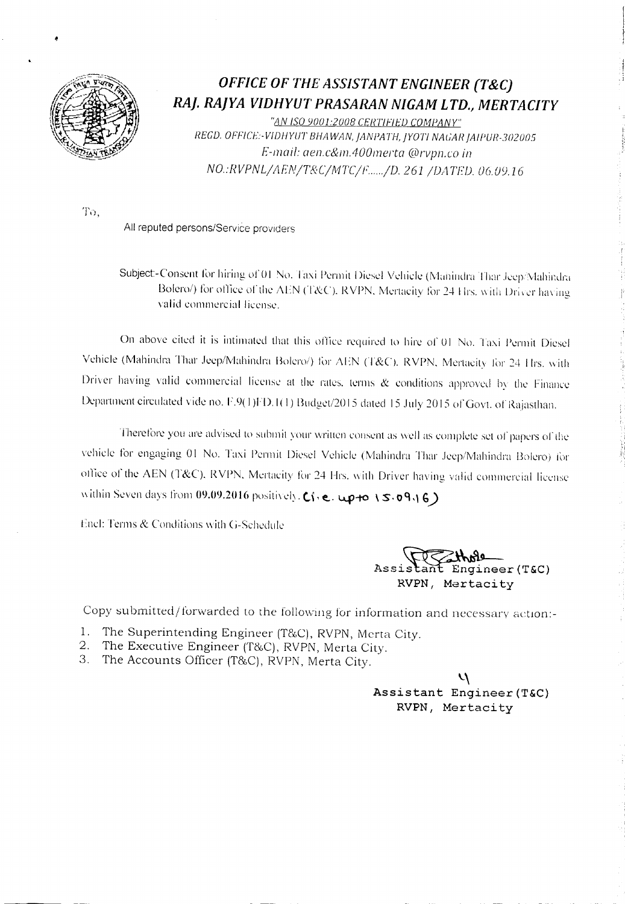# OFFICE OF THE ASSISTANT ENGINEER (T&C)
## RAJ. RAJYA VIDHYUT PRASARAN NIGAM LTD., MERTACITY

"AN ISO 9001:2008 CERTIFIED COMPANY"
REGD. OFFICE:-VIDHYUT BHAWAN, JANPATH, JYOTI NAGAR JAIPUR-302005
E-mail: aen.c&m.400merta @rvpn.co in
NO.:RVPNL/AEN/T&C/MTC/F....../D. 261 /DATED. 06.09.16

To,

All reputed persons/Service providers

Subject:-Consent for hiring of 01 No. Taxi Permit Diesel Vehicle (Mahindra Thar Jeep/Mahindra Bolero/) for office of the AEN (T&C). RVPN. Mertacity for 24 Hrs. with Driver having valid commercial license.

On above cited it is intimated that this office required to hire of 01 No. Taxi Permit Diesel Vehicle (Mahindra Thar Jeep/Mahindra Bolero/) for AEN (T&C). RVPN. Mertacity for 24 Hrs. with Driver having valid commercial license at the rates. terms & conditions approved by the Finance Department circulated vide no. F.9(1)FD.1(1) Budget/2015 dated 15 July 2015 of Govt. of Rajasthan.

Therefore you are advised to submit your written consent as well as complete set of papers of the vehicle for engaging 01 No. Taxi Permit Diesel Vehicle (Mahindra Thar Jeep/Mahindra Bolero) for office of the AEN (T&C). RVPN. Mertacity for 24 Hrs. with Driver having valid commercial license within Seven days from **09.09.2016** positively. (i.e. upto 15.09.16)

Encl: Terms & Conditions with G-Schedule

Assistant Engineer(T&C)
RVPN, Mertacity

Copy submitted/forwarded to the following for information and necessary action:-

1. The Superintending Engineer (T&C), RVPN, Merta City.
2. The Executive Engineer (T&C), RVPN, Merta City.
3. The Accounts Officer (T&C), RVPN, Merta City.

Assistant Engineer(T&C)
RVPN, Mertacity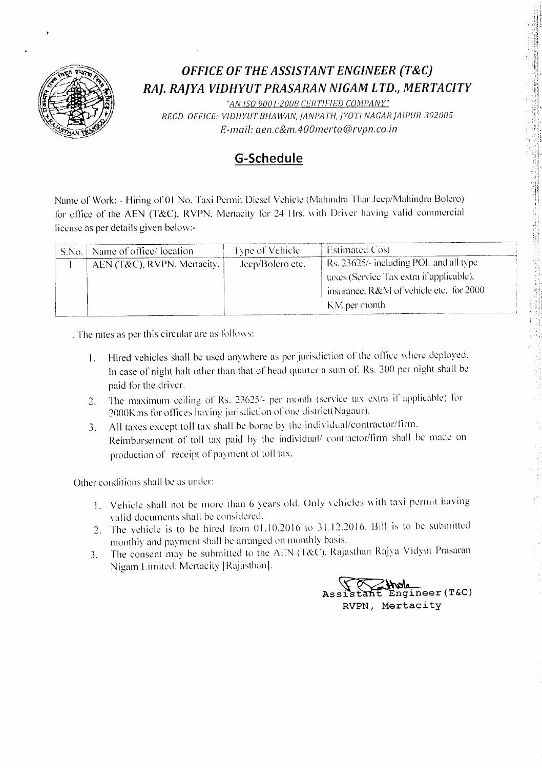# OFFICE OF THE ASSISTANT ENGINEER (T&C)
# RAJ. RAJYA VIDHYUT PRASARAN NIGAM LTD., MERTACITY

*"AN ISO 9001:2008 CERTIFIED COMPANY"*

*REGD. OFFICE:-VIDHYUT BHAWAN, JANPATH, JYOTI NAGAR JAIPUR-302005*

*E-mail: aen.c&m.400merta@rvpn.co.in*

## G-Schedule

Name of Work: - Hiring of 01 No. Taxi Permit Diesel Vehicle (Mahindra Thar Jeep/Mahindra Bolero) for office of the AEN (T&C), RVPN, Mertacity for 24 Hrs. with Driver having valid commercial license as per details given below:-

| S.No. | Name of office/ location | Type of Vehicle | Estimated Cost |
|---|---|---|---|
| 1 | AEN (T&C), RVPN, Mertacity. | Jeep/Bolero etc. | Rs. 23625/- including POL and all type taxes (Service Tax extra if applicable), insurance, R&M of vehicle etc. for 2000 KM per month |

. The rates as per this circular are as follows:

1. Hired vehicles shall be used anywhere as per jurisdiction of the office where deployed. In case of night halt other than that of head quarter a sum of. Rs. 200 per night shall be paid for the driver.
2. The maximum ceiling of Rs. 23625/- per month (service tax extra if applicable) for 2000Kms for offices having jurisdiction of one district(Nagaur).
3. All taxes except toll tax shall be borne by the individual/contractor/firm. Reimbursement of toll tax paid by the individual/ contractor/firm shall be made on production of receipt of payment of toll tax.

Other conditions shall be as under:

1. Vehicle shall not be more than 6 years old. Only vehicles with taxi permit having valid documents shall be considered.
2. The vehicle is to be hired from 01.10.2016 to 31.12.2016. Bill is to be submitted monthly and payment shall be arranged on monthly basis.
3. The consent may be submitted to the AEN (T&C), Rajasthan Rajya Vidyut Prasaran Nigam Limited, Mertacity [Rajasthan].

Assistant Engineer (T&C)
RVPN, Mertacity